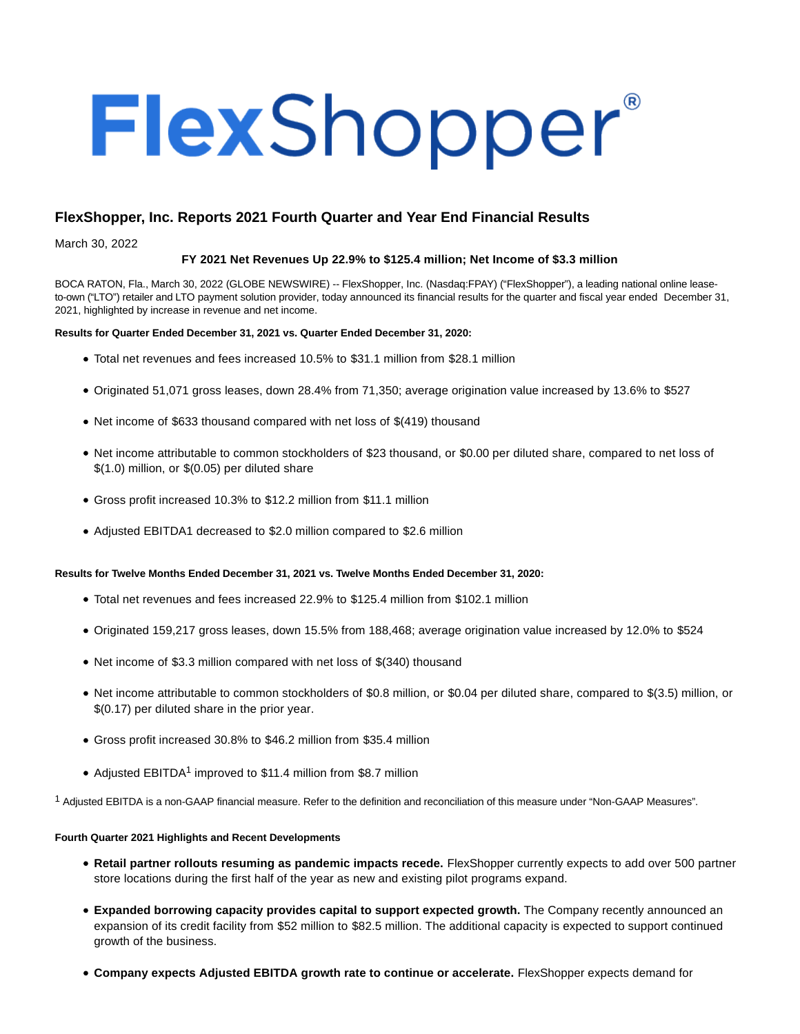# FlexShopper®

## FlexShopper, Inc. Reports 2021 Fourth Quarter and Year End Financial Results

March 30, 2022

**FY 2021 Net Revenues Up 22.9% to $125.4 million; Net Income of $3.3 million**

BOCA RATON, Fla., March 30, 2022 (GLOBE NEWSWIRE) -- FlexShopper, Inc. (Nasdaq:FPAY) ("FlexShopper"), a leading national online lease-to-own ("LTO") retailer and LTO payment solution provider, today announced its financial results for the quarter and fiscal year ended December 31, 2021, highlighted by increase in revenue and net income.

**Results for Quarter Ended December 31, 2021 vs. Quarter Ended December 31, 2020:**

- Total net revenues and fees increased 10.5% to $31.1 million from $28.1 million
- Originated 51,071 gross leases, down 28.4% from 71,350; average origination value increased by 13.6% to $527
- Net income of $633 thousand compared with net loss of $(419) thousand
- Net income attributable to common stockholders of $23 thousand, or $0.00 per diluted share, compared to net loss of $(1.0) million, or $(0.05) per diluted share
- Gross profit increased 10.3% to $12.2 million from $11.1 million
- Adjusted EBITDA1 decreased to $2.0 million compared to $2.6 million

**Results for Twelve Months Ended December 31, 2021 vs. Twelve Months Ended December 31, 2020:**

- Total net revenues and fees increased 22.9% to $125.4 million from $102.1 million
- Originated 159,217 gross leases, down 15.5% from 188,468; average origination value increased by 12.0% to $524
- Net income of $3.3 million compared with net loss of $(340) thousand
- Net income attributable to common stockholders of $0.8 million, or $0.04 per diluted share, compared to $(3.5) million, or $(0.17) per diluted share in the prior year.
- Gross profit increased 30.8% to $46.2 million from $35.4 million
- Adjusted EBITDA[1] improved to $11.4 million from $8.7 million

[1] Adjusted EBITDA is a non-GAAP financial measure. Refer to the definition and reconciliation of this measure under "Non-GAAP Measures".

**Fourth Quarter 2021 Highlights and Recent Developments**

- **Retail partner rollouts resuming as pandemic impacts recede.** FlexShopper currently expects to add over 500 partner store locations during the first half of the year as new and existing pilot programs expand.
- **Expanded borrowing capacity provides capital to support expected growth.** The Company recently announced an expansion of its credit facility from $52 million to $82.5 million. The additional capacity is expected to support continued growth of the business.
- **Company expects Adjusted EBITDA growth rate to continue or accelerate.** FlexShopper expects demand for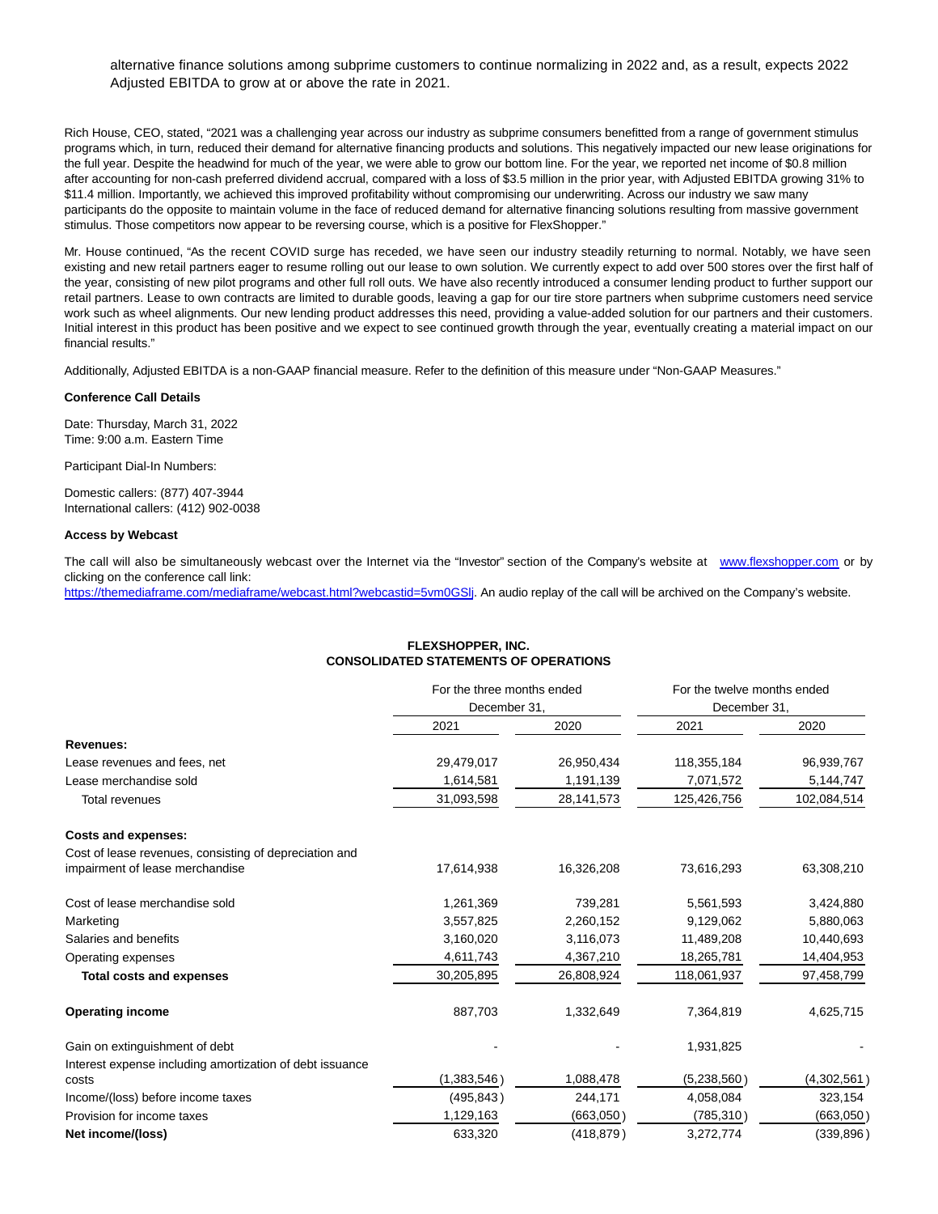alternative finance solutions among subprime customers to continue normalizing in 2022 and, as a result, expects 2022 Adjusted EBITDA to grow at or above the rate in 2021.

Rich House, CEO, stated, "2021 was a challenging year across our industry as subprime consumers benefitted from a range of government stimulus programs which, in turn, reduced their demand for alternative financing products and solutions. This negatively impacted our new lease originations for the full year. Despite the headwind for much of the year, we were able to grow our bottom line. For the year, we reported net income of $0.8 million after accounting for non-cash preferred dividend accrual, compared with a loss of $3.5 million in the prior year, with Adjusted EBITDA growing 31% to $11.4 million. Importantly, we achieved this improved profitability without compromising our underwriting. Across our industry we saw many participants do the opposite to maintain volume in the face of reduced demand for alternative financing solutions resulting from massive government stimulus. Those competitors now appear to be reversing course, which is a positive for FlexShopper."

Mr. House continued, "As the recent COVID surge has receded, we have seen our industry steadily returning to normal. Notably, we have seen existing and new retail partners eager to resume rolling out our lease to own solution. We currently expect to add over 500 stores over the first half of the year, consisting of new pilot programs and other full roll outs. We have also recently introduced a consumer lending product to further support our retail partners. Lease to own contracts are limited to durable goods, leaving a gap for our tire store partners when subprime customers need service work such as wheel alignments. Our new lending product addresses this need, providing a value-added solution for our partners and their customers. Initial interest in this product has been positive and we expect to see continued growth through the year, eventually creating a material impact on our financial results."

Additionally, Adjusted EBITDA is a non-GAAP financial measure. Refer to the definition of this measure under "Non-GAAP Measures."

**Conference Call Details**

Date: Thursday, March 31, 2022
Time: 9:00 a.m. Eastern Time

Participant Dial-In Numbers:

Domestic callers: (877) 407-3944
International callers: (412) 902-0038

**Access by Webcast**

The call will also be simultaneously webcast over the Internet via the "Investor" section of the Company's website at [www.flexshopper.com](www.flexshopper.com) or by clicking on the conference call link: [https://themediaframe.com/mediaframe/webcast.html?webcastid=5vm0GSlj](https://themediaframe.com/mediaframe/webcast.html?webcastid=5vm0GSlj). An audio replay of the call will be archived on the Company's website.

**FLEXSHOPPER, INC.**
**CONSOLIDATED STATEMENTS OF OPERATIONS**

| | For the three months ended December 31, | | For the twelve months ended December 31, | |
|---|---|---|---|---|
| | 2021 | 2020 | 2021 | 2020 |
| **Revenues:** | | | | |
| Lease revenues and fees, net | 29,479,017 | 26,950,434 | 118,355,184 | 96,939,767 |
| Lease merchandise sold | 1,614,581 | 1,191,139 | 7,071,572 | 5,144,747 |
| Total revenues | 31,093,598 | 28,141,573 | 125,426,756 | 102,084,514 |
| **Costs and expenses:** | | | | |
| Cost of lease revenues, consisting of depreciation and impairment of lease merchandise | 17,614,938 | 16,326,208 | 73,616,293 | 63,308,210 |
| Cost of lease merchandise sold | 1,261,369 | 739,281 | 5,561,593 | 3,424,880 |
| Marketing | 3,557,825 | 2,260,152 | 9,129,062 | 5,880,063 |
| Salaries and benefits | 3,160,020 | 3,116,073 | 11,489,208 | 10,440,693 |
| Operating expenses | 4,611,743 | 4,367,210 | 18,265,781 | 14,404,953 |
| **Total costs and expenses** | 30,205,895 | 26,808,924 | 118,061,937 | 97,458,799 |
| **Operating income** | 887,703 | 1,332,649 | 7,364,819 | 4,625,715 |
| Gain on extinguishment of debt | - | - | 1,931,825 | - |
| Interest expense including amortization of debt issuance costs | (1,383,546) | 1,088,478 | (5,238,560) | (4,302,561) |
| Income/(loss) before income taxes | (495,843) | 244,171 | 4,058,084 | 323,154 |
| Provision for income taxes | 1,129,163 | (663,050) | (785,310) | (663,050) |
| **Net income/(loss)** | 633,320 | (418,879) | 3,272,774 | (339,896) |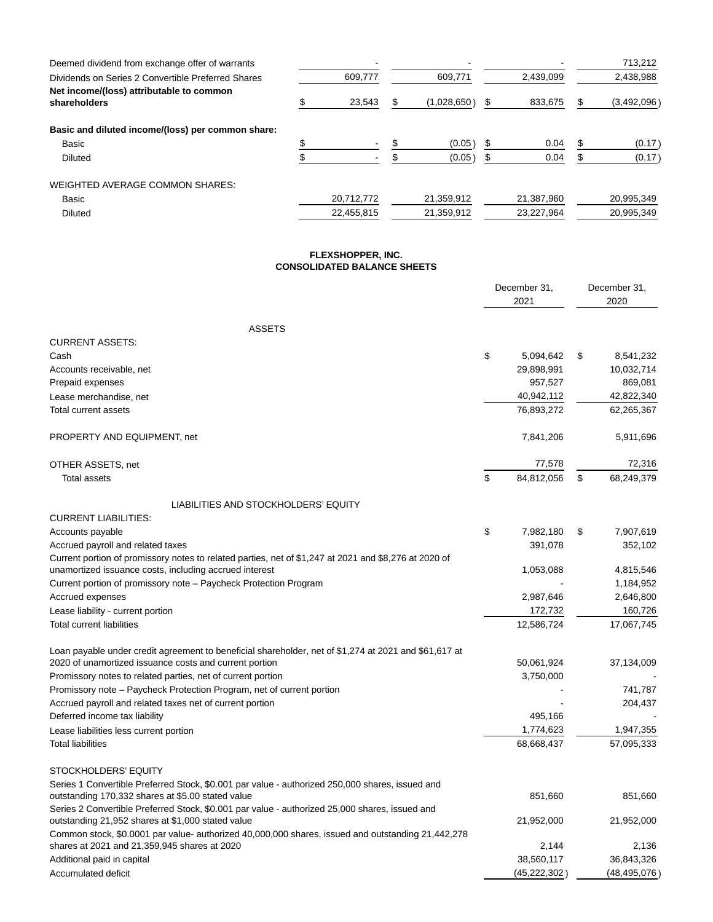| | | | | |
|---|---|---|---|---|
| Deemed dividend from exchange offer of warrants | - | - | - | 713,212 |
| Dividends on Series 2 Convertible Preferred Shares | 609,777 | 609,771 | 2,439,099 | 2,438,988 |
| **Net income/(loss) attributable to common shareholders** | $ 23,543 | $ (1,028,650) | $ 833,675 | $ (3,492,096) |
| | | | | |
| **Basic and diluted income/(loss) per common share:** | | | | |
| Basic | $ - | $ (0.05) | $ 0.04 | $ (0.17) |
| Diluted | $ - | $ (0.05) | $ 0.04 | $ (0.17) |
| | | | | |
| WEIGHTED AVERAGE COMMON SHARES: | | | | |
| Basic | 20,712,772 | 21,359,912 | 21,387,960 | 20,995,349 |
| Diluted | 22,455,815 | 21,359,912 | 23,227,964 | 20,995,349 |

**FLEXSHOPPER, INC.**
**CONSOLIDATED BALANCE SHEETS**

| | December 31, 2021 | December 31, 2020 |
|---|---|---|
| ASSETS | | |
| CURRENT ASSETS: | | |
| Cash | $ 5,094,642 | $ 8,541,232 |
| Accounts receivable, net | 29,898,991 | 10,032,714 |
| Prepaid expenses | 957,527 | 869,081 |
| Lease merchandise, net | 40,942,112 | 42,822,340 |
| Total current assets | 76,893,272 | 62,265,367 |
| | | |
| PROPERTY AND EQUIPMENT, net | 7,841,206 | 5,911,696 |
| | | |
| OTHER ASSETS, net | 77,578 | 72,316 |
| Total assets | $ 84,812,056 | $ 68,249,379 |
| | | |
| LIABILITIES AND STOCKHOLDERS' EQUITY | | |
| CURRENT LIABILITIES: | | |
| Accounts payable | $ 7,982,180 | $ 7,907,619 |
| Accrued payroll and related taxes | 391,078 | 352,102 |
| Current portion of promissory notes to related parties, net of $1,247 at 2021 and $8,276 at 2020 of unamortized issuance costs, including accrued interest | 1,053,088 | 4,815,546 |
| Current portion of promissory note – Paycheck Protection Program | - | 1,184,952 |
| Accrued expenses | 2,987,646 | 2,646,800 |
| Lease liability - current portion | 172,732 | 160,726 |
| Total current liabilities | 12,586,724 | 17,067,745 |
| | | |
| Loan payable under credit agreement to beneficial shareholder, net of $1,274 at 2021 and $61,617 at 2020 of unamortized issuance costs and current portion | 50,061,924 | 37,134,009 |
| Promissory notes to related parties, net of current portion | 3,750,000 | - |
| Promissory note – Paycheck Protection Program, net of current portion | - | 741,787 |
| Accrued payroll and related taxes net of current portion | - | 204,437 |
| Deferred income tax liability | 495,166 | - |
| Lease liabilities less current portion | 1,774,623 | 1,947,355 |
| Total liabilities | 68,668,437 | 57,095,333 |
| | | |
| STOCKHOLDERS' EQUITY | | |
| Series 1 Convertible Preferred Stock, $0.001 par value - authorized 250,000 shares, issued and outstanding 170,332 shares at $5.00 stated value | 851,660 | 851,660 |
| Series 2 Convertible Preferred Stock, $0.001 par value - authorized 25,000 shares, issued and outstanding 21,952 shares at $1,000 stated value | 21,952,000 | 21,952,000 |
| Common stock, $0.0001 par value- authorized 40,000,000 shares, issued and outstanding 21,442,278 shares at 2021 and 21,359,945 shares at 2020 | 2,144 | 2,136 |
| Additional paid in capital | 38,560,117 | 36,843,326 |
| Accumulated deficit | (45,222,302) | (48,495,076) |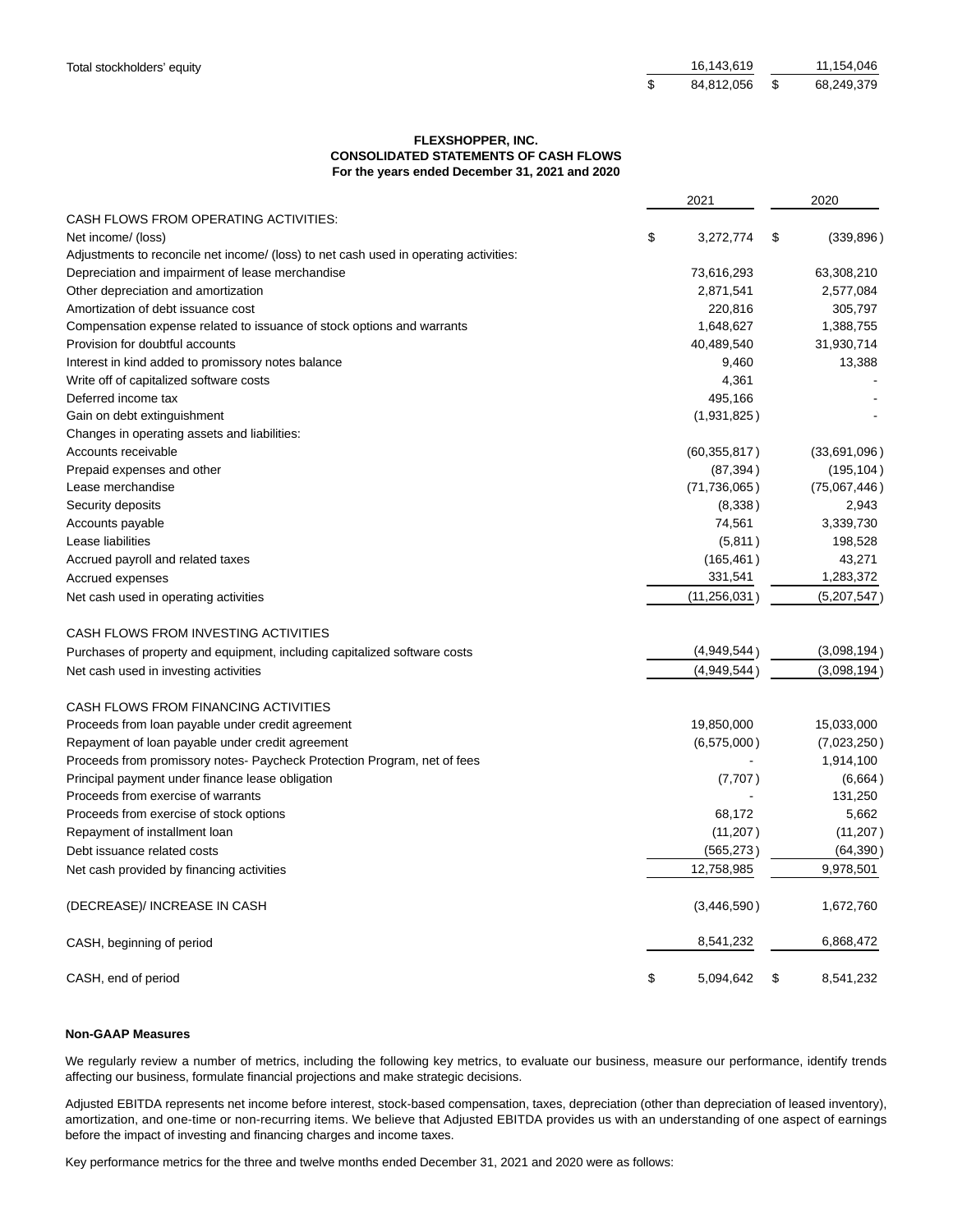| | | |
|---|---|---|
| Total stockholders' equity | 16,143,619 | 11,154,046 |
| | $ 84,812,056 | $ 68,249,379 |

**FLEXSHOPPER, INC.**
**CONSOLIDATED STATEMENTS OF CASH FLOWS**
**For the years ended December 31, 2021 and 2020**

| | 2021 | 2020 |
|---|---|---|
| CASH FLOWS FROM OPERATING ACTIVITIES: | | |
| Net income/ (loss) | $ 3,272,774 | $ (339,896) |
| Adjustments to reconcile net income/ (loss) to net cash used in operating activities: | | |
| Depreciation and impairment of lease merchandise | 73,616,293 | 63,308,210 |
| Other depreciation and amortization | 2,871,541 | 2,577,084 |
| Amortization of debt issuance cost | 220,816 | 305,797 |
| Compensation expense related to issuance of stock options and warrants | 1,648,627 | 1,388,755 |
| Provision for doubtful accounts | 40,489,540 | 31,930,714 |
| Interest in kind added to promissory notes balance | 9,460 | 13,388 |
| Write off of capitalized software costs | 4,361 | - |
| Deferred income tax | 495,166 | - |
| Gain on debt extinguishment | (1,931,825) | - |
| Changes in operating assets and liabilities: | | |
| Accounts receivable | (60,355,817) | (33,691,096) |
| Prepaid expenses and other | (87,394) | (195,104) |
| Lease merchandise | (71,736,065) | (75,067,446) |
| Security deposits | (8,338) | 2,943 |
| Accounts payable | 74,561 | 3,339,730 |
| Lease liabilities | (5,811) | 198,528 |
| Accrued payroll and related taxes | (165,461) | 43,271 |
| Accrued expenses | 331,541 | 1,283,372 |
| Net cash used in operating activities | (11,256,031) | (5,207,547) |
| | | |
| CASH FLOWS FROM INVESTING ACTIVITIES | | |
| Purchases of property and equipment, including capitalized software costs | (4,949,544) | (3,098,194) |
| Net cash used in investing activities | (4,949,544) | (3,098,194) |
| | | |
| CASH FLOWS FROM FINANCING ACTIVITIES | | |
| Proceeds from loan payable under credit agreement | 19,850,000 | 15,033,000 |
| Repayment of loan payable under credit agreement | (6,575,000) | (7,023,250) |
| Proceeds from promissory notes- Paycheck Protection Program, net of fees | - | 1,914,100 |
| Principal payment under finance lease obligation | (7,707) | (6,664) |
| Proceeds from exercise of warrants | - | 131,250 |
| Proceeds from exercise of stock options | 68,172 | 5,662 |
| Repayment of installment loan | (11,207) | (11,207) |
| Debt issuance related costs | (565,273) | (64,390) |
| Net cash provided by financing activities | 12,758,985 | 9,978,501 |
| | | |
| (DECREASE)/ INCREASE IN CASH | (3,446,590) | 1,672,760 |
| | | |
| CASH, beginning of period | 8,541,232 | 6,868,472 |
| | | |
| CASH, end of period | $ 5,094,642 | $ 8,541,232 |

**Non-GAAP Measures**

We regularly review a number of metrics, including the following key metrics, to evaluate our business, measure our performance, identify trends affecting our business, formulate financial projections and make strategic decisions.

Adjusted EBITDA represents net income before interest, stock-based compensation, taxes, depreciation (other than depreciation of leased inventory), amortization, and one-time or non-recurring items. We believe that Adjusted EBITDA provides us with an understanding of one aspect of earnings before the impact of investing and financing charges and income taxes.

Key performance metrics for the three and twelve months ended December 31, 2021 and 2020 were as follows: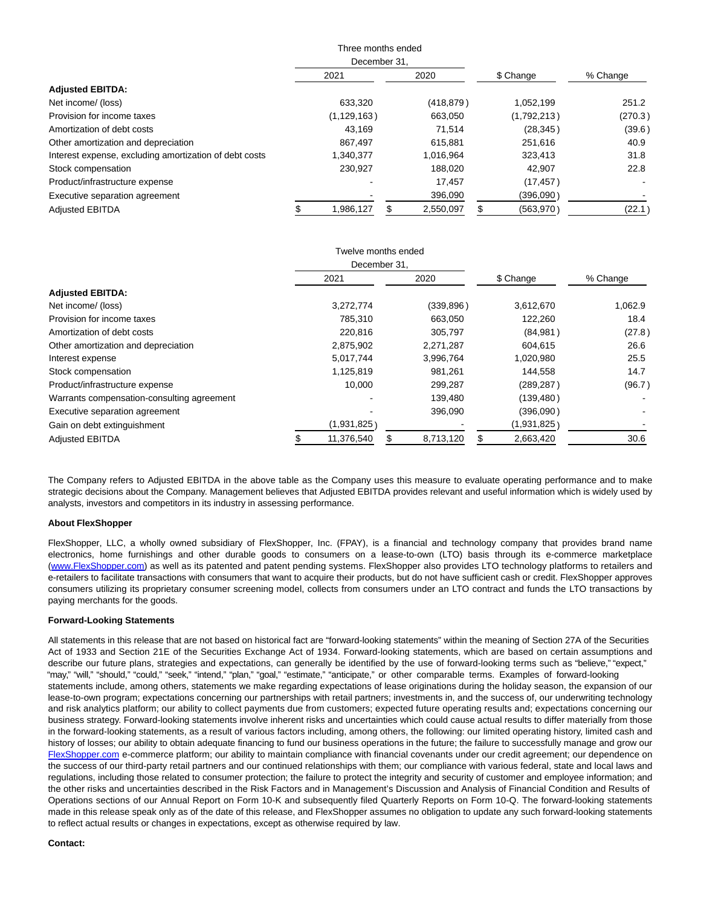| | Three months ended December 31, | | | |
|---|---|---|---|---|
| | 2021 | 2020 | $ Change | % Change |
| **Adjusted EBITDA:** | | | | |
| Net income/ (loss) | 633,320 | (418,879) | 1,052,199 | 251.2 |
| Provision for income taxes | (1,129,163) | 663,050 | (1,792,213) | (270.3) |
| Amortization of debt costs | 43,169 | 71,514 | (28,345) | (39.6) |
| Other amortization and depreciation | 867,497 | 615,881 | 251,616 | 40.9 |
| Interest expense, excluding amortization of debt costs | 1,340,377 | 1,016,964 | 323,413 | 31.8 |
| Stock compensation | 230,927 | 188,020 | 42,907 | 22.8 |
| Product/infrastructure expense | - | 17,457 | (17,457) | - |
| Executive separation agreement | - | 396,090 | (396,090) | - |
| Adjusted EBITDA | $ 1,986,127 | $ 2,550,097 | $ (563,970) | (22.1) |

| | Twelve months ended December 31, | | | |
|---|---|---|---|---|
| | 2021 | 2020 | $ Change | % Change |
| **Adjusted EBITDA:** | | | | |
| Net income/ (loss) | 3,272,774 | (339,896) | 3,612,670 | 1,062.9 |
| Provision for income taxes | 785,310 | 663,050 | 122,260 | 18.4 |
| Amortization of debt costs | 220,816 | 305,797 | (84,981) | (27.8) |
| Other amortization and depreciation | 2,875,902 | 2,271,287 | 604,615 | 26.6 |
| Interest expense | 5,017,744 | 3,996,764 | 1,020,980 | 25.5 |
| Stock compensation | 1,125,819 | 981,261 | 144,558 | 14.7 |
| Product/infrastructure expense | 10,000 | 299,287 | (289,287) | (96.7) |
| Warrants compensation-consulting agreement | - | 139,480 | (139,480) | - |
| Executive separation agreement | - | 396,090 | (396,090) | - |
| Gain on debt extinguishment | (1,931,825) | - | (1,931,825) | - |
| Adjusted EBITDA | $ 11,376,540 | $ 8,713,120 | $ 2,663,420 | 30.6 |

The Company refers to Adjusted EBITDA in the above table as the Company uses this measure to evaluate operating performance and to make strategic decisions about the Company. Management believes that Adjusted EBITDA provides relevant and useful information which is widely used by analysts, investors and competitors in its industry in assessing performance.

**About FlexShopper**

FlexShopper, LLC, a wholly owned subsidiary of FlexShopper, Inc. (FPAY), is a financial and technology company that provides brand name electronics, home furnishings and other durable goods to consumers on a lease-to-own (LTO) basis through its e-commerce marketplace (www.FlexShopper.com) as well as its patented and patent pending systems. FlexShopper also provides LTO technology platforms to retailers and e-retailers to facilitate transactions with consumers that want to acquire their products, but do not have sufficient cash or credit. FlexShopper approves consumers utilizing its proprietary consumer screening model, collects from consumers under an LTO contract and funds the LTO transactions by paying merchants for the goods.

**Forward-Looking Statements**

All statements in this release that are not based on historical fact are "forward-looking statements" within the meaning of Section 27A of the Securities Act of 1933 and Section 21E of the Securities Exchange Act of 1934. Forward-looking statements, which are based on certain assumptions and describe our future plans, strategies and expectations, can generally be identified by the use of forward-looking terms such as "believe," "expect," "may," "will," "should," "could," "seek," "intend," "plan," "goal," "estimate," "anticipate," or other comparable terms. Examples of forward-looking statements include, among others, statements we make regarding expectations of lease originations during the holiday season, the expansion of our lease-to-own program; expectations concerning our partnerships with retail partners; investments in, and the success of, our underwriting technology and risk analytics platform; our ability to collect payments due from customers; expected future operating results and; expectations concerning our business strategy. Forward-looking statements involve inherent risks and uncertainties which could cause actual results to differ materially from those in the forward-looking statements, as a result of various factors including, among others, the following: our limited operating history, limited cash and history of losses; our ability to obtain adequate financing to fund our business operations in the future; the failure to successfully manage and grow our FlexShopper.com e-commerce platform; our ability to maintain compliance with financial covenants under our credit agreement; our dependence on the success of our third-party retail partners and our continued relationships with them; our compliance with various federal, state and local laws and regulations, including those related to consumer protection; the failure to protect the integrity and security of customer and employee information; and the other risks and uncertainties described in the Risk Factors and in Management's Discussion and Analysis of Financial Condition and Results of Operations sections of our Annual Report on Form 10-K and subsequently filed Quarterly Reports on Form 10-Q. The forward-looking statements made in this release speak only as of the date of this release, and FlexShopper assumes no obligation to update any such forward-looking statements to reflect actual results or changes in expectations, except as otherwise required by law.

**Contact:**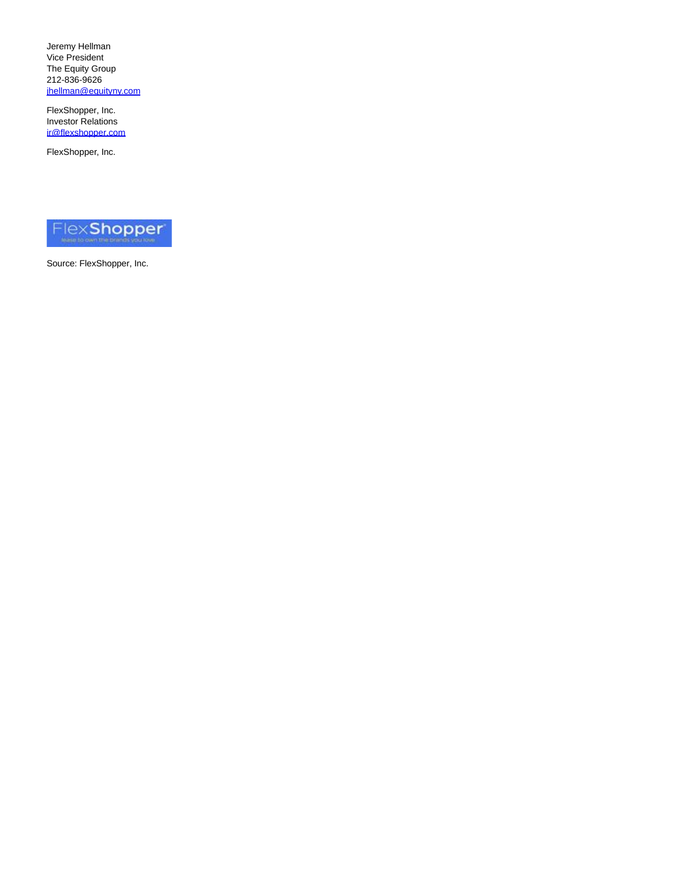Jeremy Hellman
Vice President
The Equity Group
212-836-9626
jhellman@equityny.com

FlexShopper, Inc.
Investor Relations
ir@flexshopper.com

FlexShopper, Inc.

Source: FlexShopper, Inc.